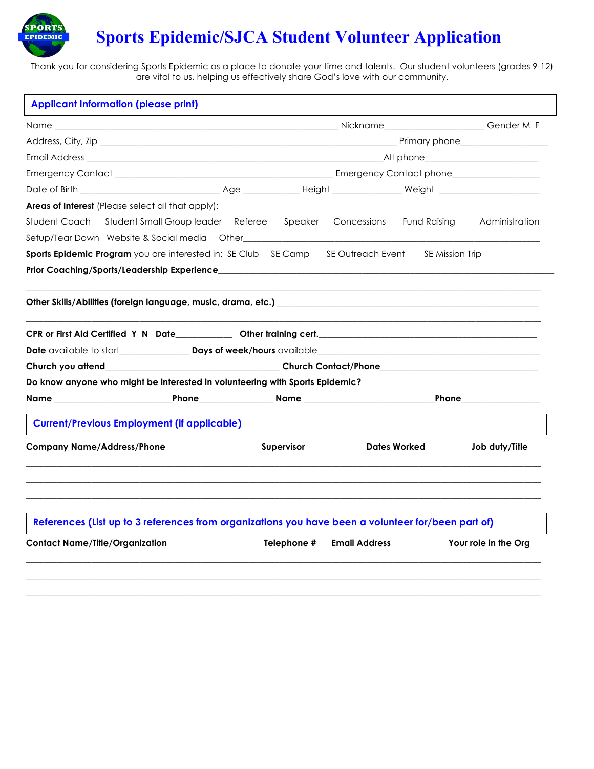# Sports Epidemic/SJCA Student Volunteer Application

Thank you for considering Sports Epidemic as a place to donate your time and talents. Our student volunteers (grades 9-12) are vital to us, helping us effectively share God's love with our community.

## Applicant Information (please print)

Name ______________________________ Nickname__________________ Gender M F

Address, City, Zip ______________________________ Primary phone__________________

Email Address ______________________________ Alt phone__________________

Emergency Contact ______________________________ Emergency Contact phone__________________

Date of Birth __________________ Age __________ Height __________ Weight __________________

**Areas of Interest** (Please select all that apply):

Student Coach   Student Small Group leader   Referee   Speaker   Concessions   Fund Raising   Administration

Setup/Tear Down   Website & Social media   Other______________________________

**Sports Epidemic Program** you are interested in: SE Club   SE Camp   SE Outreach Event   SE Mission Trip

**Prior Coaching/Sports/Leadership Experience**______________________________

______________________________

**Other Skills/Abilities (foreign language, music, drama, etc.)** ______________________________

______________________________

**CPR or First Aid Certified Y N Date**__________ **Other training cert.**______________________________

**Date** available to start______________ **Days of week/hours** available______________________________

**Church you attend**______________________________ **Church Contact/Phone**______________________________

**Do know anyone who might be interested in volunteering with Sports Epidemic?**

**Name** ____________________**Phone**______________ **Name** ____________________**Phone**______________

## Current/Previous Employment (if applicable)

| Company Name/Address/Phone | Supervisor | Dates Worked | Job duty/Title |
|---|---|---|---|
| | | | |
| | | | |
| | | | |

## References (List up to 3 references from organizations you have been a volunteer for/been part of)

| Contact Name/Title/Organization | Telephone # | Email Address | Your role in the Org |
|---|---|---|---|
| | | | |
| | | | |
| | | | |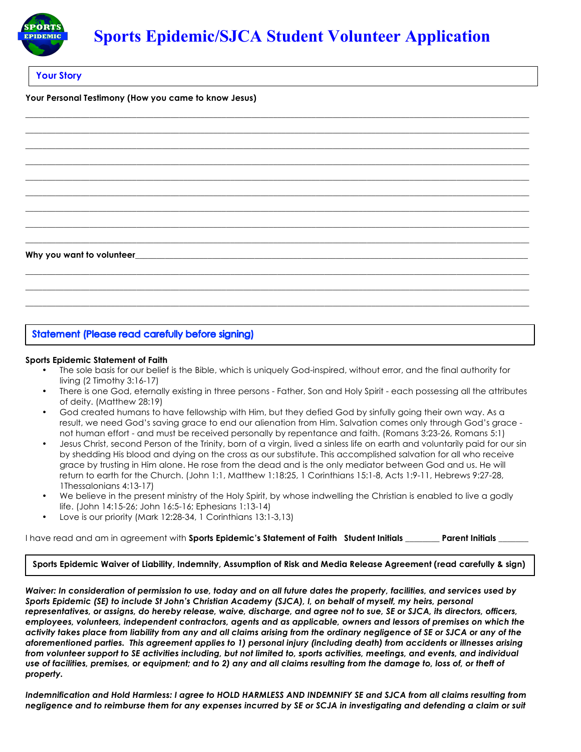# Sports Epidemic/SJCA Student Volunteer Application

## Your Story

**Your Personal Testimony (How you came to know Jesus)**

_______________________________________________________________________________________________

_______________________________________________________________________________________________

_______________________________________________________________________________________________

_______________________________________________________________________________________________

_______________________________________________________________________________________________

_______________________________________________________________________________________________

_______________________________________________________________________________________________

_______________________________________________________________________________________________

_______________________________________________________________________________________________

**Why you want to volunteer**__________________________________________________________________

_______________________________________________________________________________________________

_______________________________________________________________________________________________

_______________________________________________________________________________________________

## Statement (Please read carefully before signing)

**Sports Epidemic Statement of Faith**

- The sole basis for our belief is the Bible, which is uniquely God-inspired, without error, and the final authority for living (2 Timothy 3:16-17)
- There is one God, eternally existing in three persons - Father, Son and Holy Spirit - each possessing all the attributes of deity. (Matthew 28:19)
- God created humans to have fellowship with Him, but they defied God by sinfully going their own way. As a result, we need God's saving grace to end our alienation from Him. Salvation comes only through God's grace - not human effort - and must be received personally by repentance and faith. (Romans 3:23-26, Romans 5:1)
- Jesus Christ, second Person of the Trinity, born of a virgin, lived a sinless life on earth and voluntarily paid for our sin by shedding His blood and dying on the cross as our substitute. This accomplished salvation for all who receive grace by trusting in Him alone. He rose from the dead and is the only mediator between God and us. He will return to earth for the Church. (John 1:1, Matthew 1:18:25, 1 Corinthians 15:1-8, Acts 1:9-11, Hebrews 9:27-28, 1Thessalonians 4:13-17)
- We believe in the present ministry of the Holy Spirit, by whose indwelling the Christian is enabled to live a godly life. (John 14:15-26; John 16:5-16; Ephesians 1:13-14)
- Love is our priority (Mark 12:28-34, 1 Corinthians 13:1-3,13)

I have read and am in agreement with **Sports Epidemic's Statement of Faith** **Student Initials** ________ **Parent Initials** _______

**Sports Epidemic Waiver of Liability, Indemnity, Assumption of Risk and Media Release Agreement (read carefully & sign)**

***Waiver: In consideration of permission to use, today and on all future dates the property, facilities, and services used by Sports Epidemic (SE) to include St John's Christian Academy (SJCA), I, on behalf of myself, my heirs, personal representatives, or assigns, do hereby release, waive, discharge, and agree not to sue, SE or SJCA, its directors, officers, employees, volunteers, independent contractors, agents and as applicable, owners and lessors of premises on which the activity takes place from liability from any and all claims arising from the ordinary negligence of SE or SJCA or any of the aforementioned parties. This agreement applies to 1) personal injury (including death) from accidents or illnesses arising from volunteer support to SE activities including, but not limited to, sports activities, meetings, and events, and individual use of facilities, premises, or equipment; and to 2) any and all claims resulting from the damage to, loss of, or theft of property.***

***Indemnification and Hold Harmless: I agree to HOLD HARMLESS AND INDEMNIFY SE and SJCA from all claims resulting from negligence and to reimburse them for any expenses incurred by SE or SCJA in investigating and defending a claim or suit***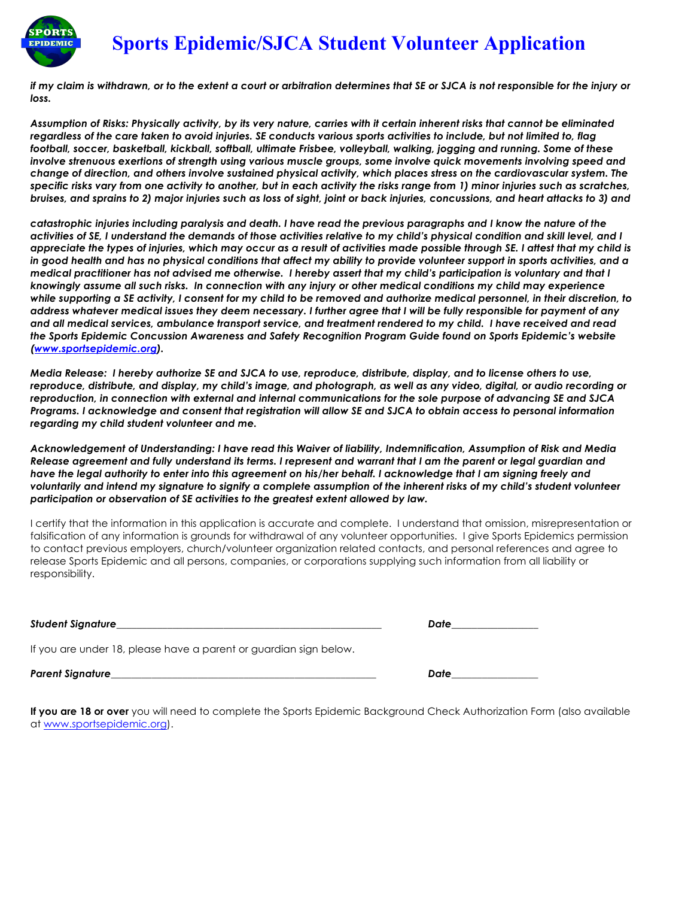# Sports Epidemic/SJCA Student Volunteer Application

*if my claim is withdrawn, or to the extent a court or arbitration determines that SE or SJCA is not responsible for the injury or loss.*

***Assumption of Risks:** Physically activity, by its very nature, carries with it certain inherent risks that cannot be eliminated regardless of the care taken to avoid injuries. SE conducts various sports activities to include, but not limited to, flag football, soccer, basketball, kickball, softball, ultimate Frisbee, volleyball, walking, jogging and running. Some of these involve strenuous exertions of strength using various muscle groups, some involve quick movements involving speed and change of direction, and others involve sustained physical activity, which places stress on the cardiovascular system. The specific risks vary from one activity to another, but in each activity the risks range from 1) minor injuries such as scratches, bruises, and sprains to 2) major injuries such as loss of sight, joint or back injuries, concussions, and heart attacks to 3) and*

***catastrophic injuries including paralysis and death. I have read the previous paragraphs and I know the nature of the activities of SE, I understand the demands of those activities relative to my child's physical condition and skill level, and I appreciate the types of injuries, which may occur as a result of activities made possible through SE. I attest that my child is in good health and has no physical conditions that affect my ability to provide volunteer support in sports activities, and a medical practitioner has not advised me otherwise. I hereby assert that my child's participation is voluntary and that I knowingly assume all such risks. In connection with any injury or other medical conditions my child may experience while supporting a SE activity, I consent for my child to be removed and authorize medical personnel, in their discretion, to address whatever medical issues they deem necessary. I further agree that I will be fully responsible for payment of any and all medical services, ambulance transport service, and treatment rendered to my child. I have received and read the Sports Epidemic Concussion Awareness and Safety Recognition Program Guide found on Sports Epidemic's website ([www.sportsepidemic.org](http://www.sportsepidemic.org)).***

***Media Release:** I hereby authorize SE and SJCA to use, reproduce, distribute, display, and to license others to use, reproduce, distribute, and display, my child's image, and photograph, as well as any video, digital, or audio recording or reproduction, in connection with external and internal communications for the sole purpose of advancing SE and SJCA Programs. I acknowledge and consent that registration will allow SE and SJCA to obtain access to personal information regarding my child student volunteer and me.*

***Acknowledgement of Understanding:** I have read this Waiver of liability, Indemnification, Assumption of Risk and Media Release agreement and fully understand its terms. I represent and warrant that I am the parent or legal guardian and have the legal authority to enter into this agreement on his/her behalf. I acknowledge that I am signing freely and voluntarily and intend my signature to signify a complete assumption of the inherent risks of my child's student volunteer participation or observation of SE activities to the greatest extent allowed by law.*

I certify that the information in this application is accurate and complete. I understand that omission, misrepresentation or falsification of any information is grounds for withdrawal of any volunteer opportunities. I give Sports Epidemics permission to contact previous employers, church/volunteer organization related contacts, and personal references and agree to release Sports Epidemic and all persons, companies, or corporations supplying such information from all liability or responsibility.

***Student Signature***_______________________________________________ ***Date***________________

If you are under 18, please have a parent or guardian sign below.

***Parent Signature***_______________________________________________ ***Date***________________

**If you are 18 or over** you will need to complete the Sports Epidemic Background Check Authorization Form (also available at [www.sportsepidemic.org](http://www.sportsepidemic.org)).